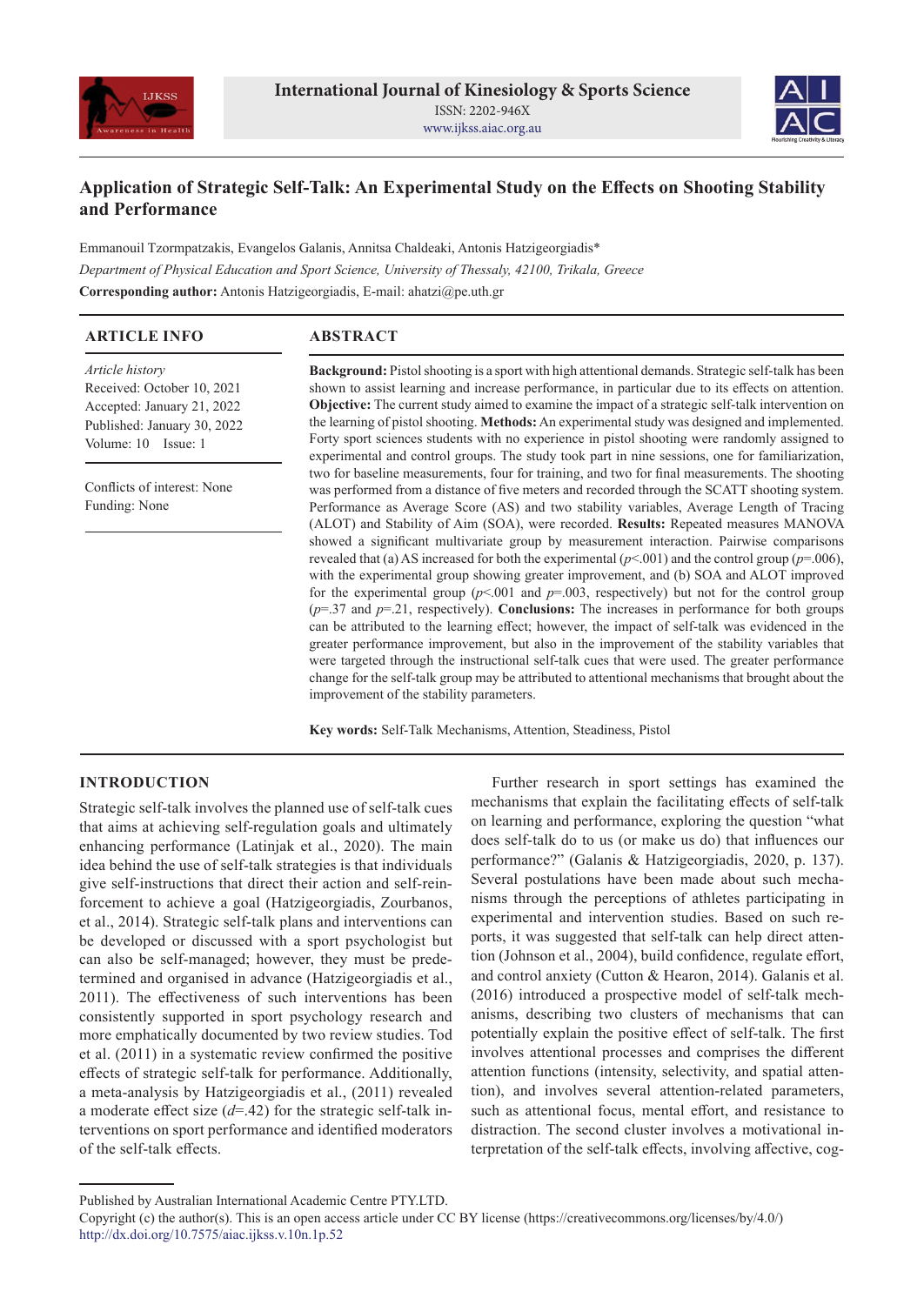# Application of Strategic Self-Talk: An Experimental Study on the Effects on Shooting Stability and Performance

Emmanouil Tzormpatzakis, Evangelos Galanis, Annitsa Chaldeaki, Antonis Hatzigeorgiadis*

*Department of Physical Education and Sport Science, University of Thessaly, 42100, Trikala, Greece*

**Corresponding author:** Antonis Hatzigeorgiadis, E-mail: ahatzi@pe.uth.gr

## ARTICLE INFO

*Article history*
Received: October 10, 2021
Accepted: January 21, 2022
Published: January 30, 2022
Volume: 10 Issue: 1

Conflicts of interest: None
Funding: None

## ABSTRACT

**Background:** Pistol shooting is a sport with high attentional demands. Strategic self-talk has been shown to assist learning and increase performance, in particular due to its effects on attention. **Objective:** The current study aimed to examine the impact of a strategic self-talk intervention on the learning of pistol shooting. **Methods:** An experimental study was designed and implemented. Forty sport sciences students with no experience in pistol shooting were randomly assigned to experimental and control groups. The study took part in nine sessions, one for familiarization, two for baseline measurements, four for training, and two for final measurements. The shooting was performed from a distance of five meters and recorded through the SCATT shooting system. Performance as Average Score (AS) and two stability variables, Average Length of Tracing (ALOT) and Stability of Aim (SOA), were recorded. **Results:** Repeated measures MANOVA showed a significant multivariate group by measurement interaction. Pairwise comparisons revealed that (a) AS increased for both the experimental ($p$<.001) and the control group ($p$=.006), with the experimental group showing greater improvement, and (b) SOA and ALOT improved for the experimental group ($p$<.001 and $p$=.003, respectively) but not for the control group ($p$=.37 and $p$=.21, respectively). **Conclusions:** The increases in performance for both groups can be attributed to the learning effect; however, the impact of self-talk was evidenced in the greater performance improvement, but also in the improvement of the stability variables that were targeted through the instructional self-talk cues that were used. The greater performance change for the self-talk group may be attributed to attentional mechanisms that brought about the improvement of the stability parameters.

**Key words:** Self-Talk Mechanisms, Attention, Steadiness, Pistol

## INTRODUCTION

Strategic self-talk involves the planned use of self-talk cues that aims at achieving self-regulation goals and ultimately enhancing performance (Latinjak et al., 2020). The main idea behind the use of self-talk strategies is that individuals give self-instructions that direct their action and self-reinforcement to achieve a goal (Hatzigeorgiadis, Zourbanos, et al., 2014). Strategic self-talk plans and interventions can be developed or discussed with a sport psychologist but can also be self-managed; however, they must be predetermined and organised in advance (Hatzigeorgiadis et al., 2011). The effectiveness of such interventions has been consistently supported in sport psychology research and more emphatically documented by two review studies. Tod et al. (2011) in a systematic review confirmed the positive effects of strategic self-talk for performance. Additionally, a meta-analysis by Hatzigeorgiadis et al., (2011) revealed a moderate effect size ($d$=.42) for the strategic self-talk interventions on sport performance and identified moderators of the self-talk effects.

Further research in sport settings has examined the mechanisms that explain the facilitating effects of self-talk on learning and performance, exploring the question "what does self-talk do to us (or make us do) that influences our performance?" (Galanis & Hatzigeorgiadis, 2020, p. 137). Several postulations have been made about such mechanisms through the perceptions of athletes participating in experimental and intervention studies. Based on such reports, it was suggested that self-talk can help direct attention (Johnson et al., 2004), build confidence, regulate effort, and control anxiety (Cutton & Hearon, 2014). Galanis et al. (2016) introduced a prospective model of self-talk mechanisms, describing two clusters of mechanisms that can potentially explain the positive effect of self-talk. The first involves attentional processes and comprises the different attention functions (intensity, selectivity, and spatial attention), and involves several attention-related parameters, such as attentional focus, mental effort, and resistance to distraction. The second cluster involves a motivational interpretation of the self-talk effects, involving affective, cog-

Published by Australian International Academic Centre PTY.LTD.
Copyright (c) the author(s). This is an open access article under CC BY license (https://creativecommons.org/licenses/by/4.0/)
http://dx.doi.org/10.7575/aiac.ijkss.v.10n.1p.52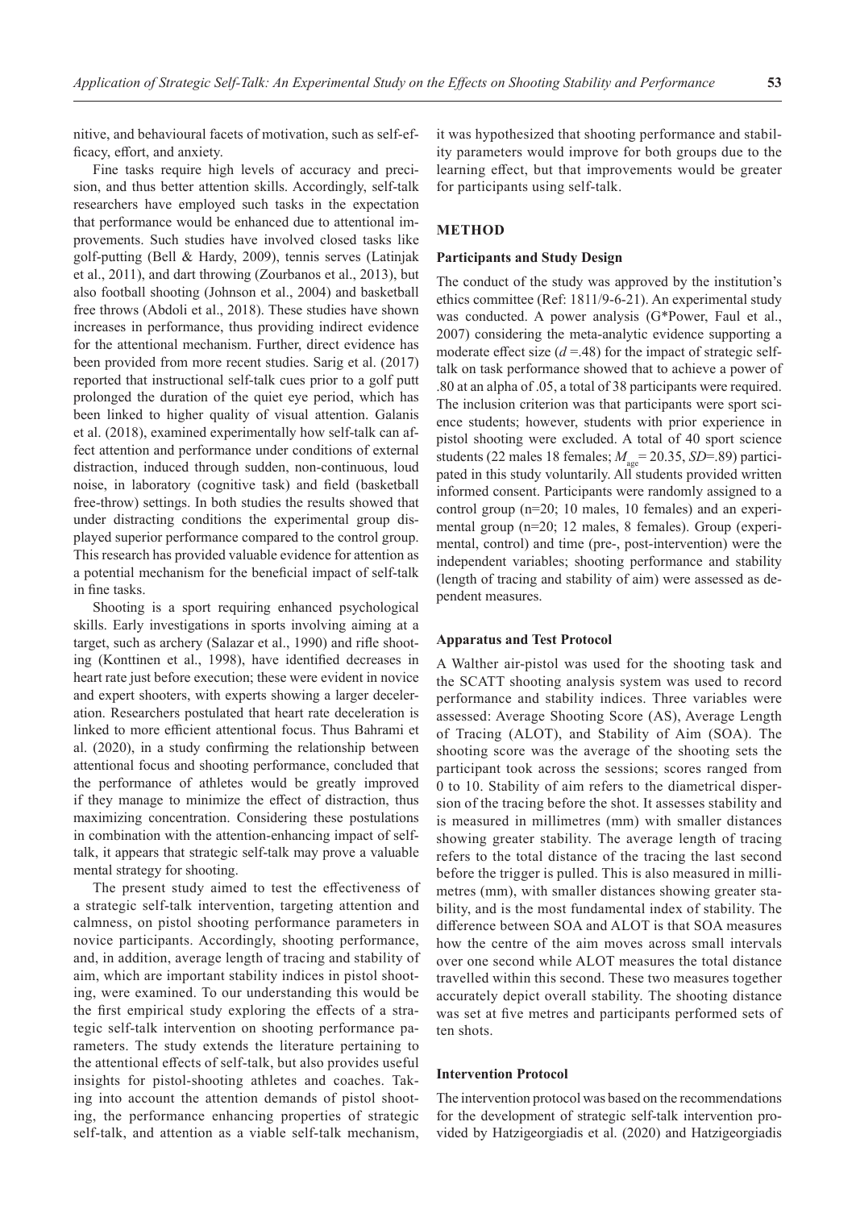nitive, and behavioural facets of motivation, such as self-efficacy, effort, and anxiety.

Fine tasks require high levels of accuracy and precision, and thus better attention skills. Accordingly, self-talk researchers have employed such tasks in the expectation that performance would be enhanced due to attentional improvements. Such studies have involved closed tasks like golf-putting (Bell & Hardy, 2009), tennis serves (Latinjak et al., 2011), and dart throwing (Zourbanos et al., 2013), but also football shooting (Johnson et al., 2004) and basketball free throws (Abdoli et al., 2018). These studies have shown increases in performance, thus providing indirect evidence for the attentional mechanism. Further, direct evidence has been provided from more recent studies. Sarig et al. (2017) reported that instructional self-talk cues prior to a golf putt prolonged the duration of the quiet eye period, which has been linked to higher quality of visual attention. Galanis et al. (2018), examined experimentally how self-talk can affect attention and performance under conditions of external distraction, induced through sudden, non-continuous, loud noise, in laboratory (cognitive task) and field (basketball free-throw) settings. In both studies the results showed that under distracting conditions the experimental group displayed superior performance compared to the control group. This research has provided valuable evidence for attention as a potential mechanism for the beneficial impact of self-talk in fine tasks.

Shooting is a sport requiring enhanced psychological skills. Early investigations in sports involving aiming at a target, such as archery (Salazar et al., 1990) and rifle shooting (Konttinen et al., 1998), have identified decreases in heart rate just before execution; these were evident in novice and expert shooters, with experts showing a larger deceleration. Researchers postulated that heart rate deceleration is linked to more efficient attentional focus. Thus Bahrami et al. (2020), in a study confirming the relationship between attentional focus and shooting performance, concluded that the performance of athletes would be greatly improved if they manage to minimize the effect of distraction, thus maximizing concentration. Considering these postulations in combination with the attention-enhancing impact of self-talk, it appears that strategic self-talk may prove a valuable mental strategy for shooting.

The present study aimed to test the effectiveness of a strategic self-talk intervention, targeting attention and calmness, on pistol shooting performance parameters in novice participants. Accordingly, shooting performance, and, in addition, average length of tracing and stability of aim, which are important stability indices in pistol shooting, were examined. To our understanding this would be the first empirical study exploring the effects of a strategic self-talk intervention on shooting performance parameters. The study extends the literature pertaining to the attentional effects of self-talk, but also provides useful insights for pistol-shooting athletes and coaches. Taking into account the attention demands of pistol shooting, the performance enhancing properties of strategic self-talk, and attention as a viable self-talk mechanism, it was hypothesized that shooting performance and stability parameters would improve for both groups due to the learning effect, but that improvements would be greater for participants using self-talk.

## METHOD

### Participants and Study Design

The conduct of the study was approved by the institution's ethics committee (Ref: 1811/9-6-21). An experimental study was conducted. A power analysis (G*Power, Faul et al., 2007) considering the meta-analytic evidence supporting a moderate effect size ($d$ =.48) for the impact of strategic self-talk on task performance showed that to achieve a power of .80 at an alpha of .05, a total of 38 participants were required. The inclusion criterion was that participants were sport science students; however, students with prior experience in pistol shooting were excluded. A total of 40 sport science students (22 males 18 females; $M_{age}$ = 20.35, $SD$=.89) participated in this study voluntarily. All students provided written informed consent. Participants were randomly assigned to a control group (n=20; 10 males, 10 females) and an experimental group (n=20; 12 males, 8 females). Group (experimental, control) and time (pre-, post-intervention) were the independent variables; shooting performance and stability (length of tracing and stability of aim) were assessed as dependent measures.

### Apparatus and Test Protocol

A Walther air-pistol was used for the shooting task and the SCATT shooting analysis system was used to record performance and stability indices. Three variables were assessed: Average Shooting Score (AS), Average Length of Tracing (ALOT), and Stability of Aim (SOA). The shooting score was the average of the shooting sets the participant took across the sessions; scores ranged from 0 to 10. Stability of aim refers to the diametrical dispersion of the tracing before the shot. It assesses stability and is measured in millimetres (mm) with smaller distances showing greater stability. The average length of tracing refers to the total distance of the tracing the last second before the trigger is pulled. This is also measured in millimetres (mm), with smaller distances showing greater stability, and is the most fundamental index of stability. The difference between SOA and ALOT is that SOA measures how the centre of the aim moves across small intervals over one second while ALOT measures the total distance travelled within this second. These two measures together accurately depict overall stability. The shooting distance was set at five metres and participants performed sets of ten shots.

### Intervention Protocol

The intervention protocol was based on the recommendations for the development of strategic self-talk intervention provided by Hatzigeorgiadis et al. (2020) and Hatzigeorgiadis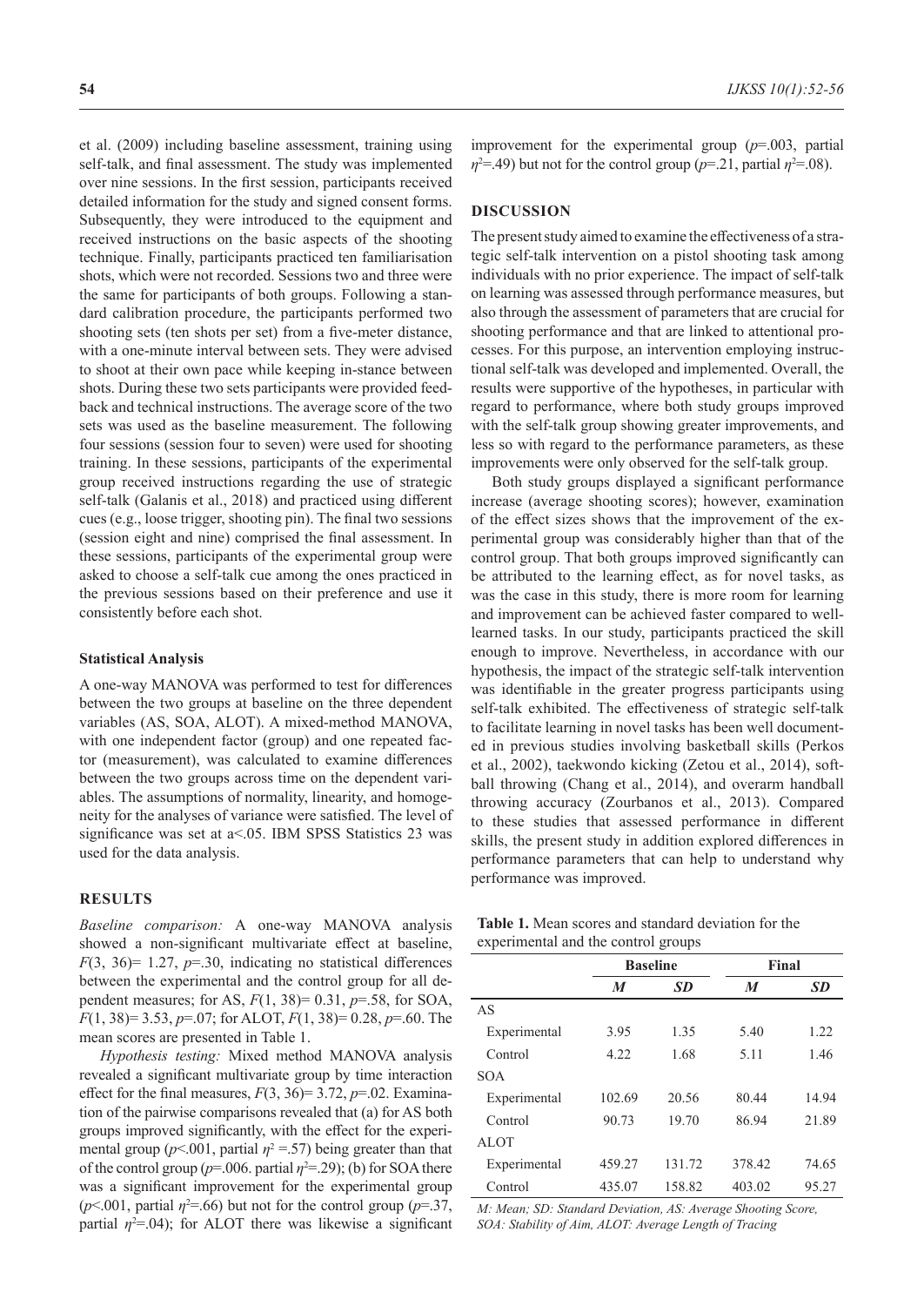et al. (2009) including baseline assessment, training using self-talk, and final assessment. The study was implemented over nine sessions. In the first session, participants received detailed information for the study and signed consent forms. Subsequently, they were introduced to the equipment and received instructions on the basic aspects of the shooting technique. Finally, participants practiced ten familiarisation shots, which were not recorded. Sessions two and three were the same for participants of both groups. Following a standard calibration procedure, the participants performed two shooting sets (ten shots per set) from a five-meter distance, with a one-minute interval between sets. They were advised to shoot at their own pace while keeping in-stance between shots. During these two sets participants were provided feedback and technical instructions. The average score of the two sets was used as the baseline measurement. The following four sessions (session four to seven) were used for shooting training. In these sessions, participants of the experimental group received instructions regarding the use of strategic self-talk (Galanis et al., 2018) and practiced using different cues (e.g., loose trigger, shooting pin). The final two sessions (session eight and nine) comprised the final assessment. In these sessions, participants of the experimental group were asked to choose a self-talk cue among the ones practiced in the previous sessions based on their preference and use it consistently before each shot.

### Statistical Analysis

A one-way MANOVA was performed to test for differences between the two groups at baseline on the three dependent variables (AS, SOA, ALOT). A mixed-method MANOVA, with one independent factor (group) and one repeated factor (measurement), was calculated to examine differences between the two groups across time on the dependent variables. The assumptions of normality, linearity, and homogeneity for the analyses of variance were satisfied. The level of significance was set at a<.05. IBM SPSS Statistics 23 was used for the data analysis.

## RESULTS

*Baseline comparison:* A one-way MANOVA analysis showed a non-significant multivariate effect at baseline, $F(3, 36)= 1.27$, $p=.30$, indicating no statistical differences between the experimental and the control group for all dependent measures; for AS, $F(1, 38)= 0.31$, $p=.58$, for SOA, $F(1, 38)= 3.53$, $p=.07$; for ALOT, $F(1, 38)= 0.28$, $p=.60$. The mean scores are presented in Table 1.

*Hypothesis testing:* Mixed method MANOVA analysis revealed a significant multivariate group by time interaction effect for the final measures, $F(3, 36)= 3.72$, $p=.02$. Examination of the pairwise comparisons revealed that (a) for AS both groups improved significantly, with the effect for the experimental group ($p<.001$, partial $\eta^2 =.57$) being greater than that of the control group ($p=.006$. partial $\eta^2=.29$); (b) for SOA there was a significant improvement for the experimental group ($p<.001$, partial $\eta^2=.66$) but not for the control group ($p=.37$, partial $\eta^2=.04$); for ALOT there was likewise a significant improvement for the experimental group ($p=.003$, partial $\eta^2=.49$) but not for the control group ($p=.21$, partial $\eta^2=.08$).

## DISCUSSION

The present study aimed to examine the effectiveness of a strategic self-talk intervention on a pistol shooting task among individuals with no prior experience. The impact of self-talk on learning was assessed through performance measures, but also through the assessment of parameters that are crucial for shooting performance and that are linked to attentional processes. For this purpose, an intervention employing instructional self-talk was developed and implemented. Overall, the results were supportive of the hypotheses, in particular with regard to performance, where both study groups improved with the self-talk group showing greater improvements, and less so with regard to the performance parameters, as these improvements were only observed for the self-talk group.

Both study groups displayed a significant performance increase (average shooting scores); however, examination of the effect sizes shows that the improvement of the experimental group was considerably higher than that of the control group. That both groups improved significantly can be attributed to the learning effect, as for novel tasks, as was the case in this study, there is more room for learning and improvement can be achieved faster compared to well-learned tasks. In our study, participants practiced the skill enough to improve. Nevertheless, in accordance with our hypothesis, the impact of the strategic self-talk intervention was identifiable in the greater progress participants using self-talk exhibited. The effectiveness of strategic self-talk to facilitate learning in novel tasks has been well documented in previous studies involving basketball skills (Perkos et al., 2002), taekwondo kicking (Zetou et al., 2014), softball throwing (Chang et al., 2014), and overarm handball throwing accuracy (Zourbanos et al., 2013). Compared to these studies that assessed performance in different skills, the present study in addition explored differences in performance parameters that can help to understand why performance was improved.

**Table 1.** Mean scores and standard deviation for the experimental and the control groups

| | Baseline | | Final | |
|---|---|---|---|---|
| | ***M*** | ***SD*** | ***M*** | ***SD*** |
| AS | | | | |
| Experimental | 3.95 | 1.35 | 5.40 | 1.22 |
| Control | 4.22 | 1.68 | 5.11 | 1.46 |
| SOA | | | | |
| Experimental | 102.69 | 20.56 | 80.44 | 14.94 |
| Control | 90.73 | 19.70 | 86.94 | 21.89 |
| ALOT | | | | |
| Experimental | 459.27 | 131.72 | 378.42 | 74.65 |
| Control | 435.07 | 158.82 | 403.02 | 95.27 |

*M: Mean; SD: Standard Deviation, AS: Average Shooting Score, SOA: Stability of Aim, ALOT: Average Length of Tracing*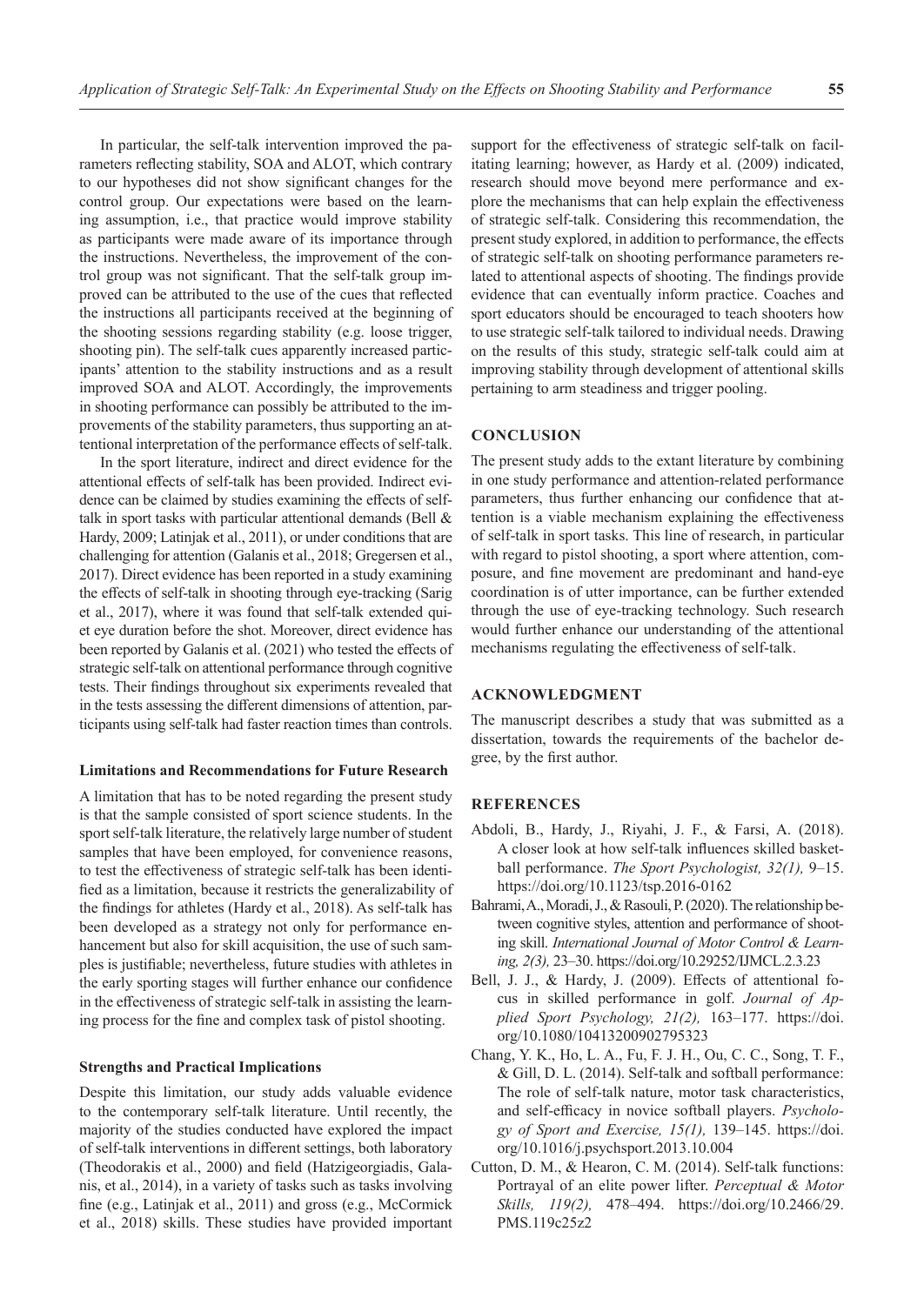In particular, the self-talk intervention improved the parameters reflecting stability, SOA and ALOT, which contrary to our hypotheses did not show significant changes for the control group. Our expectations were based on the learning assumption, i.e., that practice would improve stability as participants were made aware of its importance through the instructions. Nevertheless, the improvement of the control group was not significant. That the self-talk group improved can be attributed to the use of the cues that reflected the instructions all participants received at the beginning of the shooting sessions regarding stability (e.g. loose trigger, shooting pin). The self-talk cues apparently increased participants' attention to the stability instructions and as a result improved SOA and ALOT. Accordingly, the improvements in shooting performance can possibly be attributed to the improvements of the stability parameters, thus supporting an attentional interpretation of the performance effects of self-talk.

In the sport literature, indirect and direct evidence for the attentional effects of self-talk has been provided. Indirect evidence can be claimed by studies examining the effects of self-talk in sport tasks with particular attentional demands (Bell & Hardy, 2009; Latinjak et al., 2011), or under conditions that are challenging for attention (Galanis et al., 2018; Gregersen et al., 2017). Direct evidence has been reported in a study examining the effects of self-talk in shooting through eye-tracking (Sarig et al., 2017), where it was found that self-talk extended quiet eye duration before the shot. Moreover, direct evidence has been reported by Galanis et al. (2021) who tested the effects of strategic self-talk on attentional performance through cognitive tests. Their findings throughout six experiments revealed that in the tests assessing the different dimensions of attention, participants using self-talk had faster reaction times than controls.

### Limitations and Recommendations for Future Research

A limitation that has to be noted regarding the present study is that the sample consisted of sport science students. In the sport self-talk literature, the relatively large number of student samples that have been employed, for convenience reasons, to test the effectiveness of strategic self-talk has been identified as a limitation, because it restricts the generalizability of the findings for athletes (Hardy et al., 2018). As self-talk has been developed as a strategy not only for performance enhancement but also for skill acquisition, the use of such samples is justifiable; nevertheless, future studies with athletes in the early sporting stages will further enhance our confidence in the effectiveness of strategic self-talk in assisting the learning process for the fine and complex task of pistol shooting.

### Strengths and Practical Implications

Despite this limitation, our study adds valuable evidence to the contemporary self-talk literature. Until recently, the majority of the studies conducted have explored the impact of self-talk interventions in different settings, both laboratory (Theodorakis et al., 2000) and field (Hatzigeorgiadis, Galanis, et al., 2014), in a variety of tasks such as tasks involving fine (e.g., Latinjak et al., 2011) and gross (e.g., McCormick et al., 2018) skills. These studies have provided important support for the effectiveness of strategic self-talk on facilitating learning; however, as Hardy et al. (2009) indicated, research should move beyond mere performance and explore the mechanisms that can help explain the effectiveness of strategic self-talk. Considering this recommendation, the present study explored, in addition to performance, the effects of strategic self-talk on shooting performance parameters related to attentional aspects of shooting. The findings provide evidence that can eventually inform practice. Coaches and sport educators should be encouraged to teach shooters how to use strategic self-talk tailored to individual needs. Drawing on the results of this study, strategic self-talk could aim at improving stability through development of attentional skills pertaining to arm steadiness and trigger pooling.

## CONCLUSION

The present study adds to the extant literature by combining in one study performance and attention-related performance parameters, thus further enhancing our confidence that attention is a viable mechanism explaining the effectiveness of self-talk in sport tasks. This line of research, in particular with regard to pistol shooting, a sport where attention, composure, and fine movement are predominant and hand-eye coordination is of utter importance, can be further extended through the use of eye-tracking technology. Such research would further enhance our understanding of the attentional mechanisms regulating the effectiveness of self-talk.

## ACKNOWLEDGMENT

The manuscript describes a study that was submitted as a dissertation, towards the requirements of the bachelor degree, by the first author.

## REFERENCES

Abdoli, B., Hardy, J., Riyahi, J. F., & Farsi, A. (2018). A closer look at how self-talk influences skilled basketball performance. *The Sport Psychologist, 32(1),* 9–15. https://doi.org/10.1123/tsp.2016-0162

Bahrami, A., Moradi, J., & Rasouli, P. (2020). The relationship between cognitive styles, attention and performance of shooting skill. *International Journal of Motor Control & Learning, 2(3),* 23–30. https://doi.org/10.29252/IJMCL.2.3.23

Bell, J. J., & Hardy, J. (2009). Effects of attentional focus in skilled performance in golf. *Journal of Applied Sport Psychology, 21(2),* 163–177. https://doi.org/10.1080/10413200902795323

Chang, Y. K., Ho, L. A., Fu, F. J. H., Ou, C. C., Song, T. F., & Gill, D. L. (2014). Self-talk and softball performance: The role of self-talk nature, motor task characteristics, and self-efficacy in novice softball players. *Psychology of Sport and Exercise, 15(1),* 139–145. https://doi.org/10.1016/j.psychsport.2013.10.004

Cutton, D. M., & Hearon, C. M. (2014). Self-talk functions: Portrayal of an elite power lifter. *Perceptual & Motor Skills, 119(2),* 478–494. https://doi.org/10.2466/29.PMS.119c25z2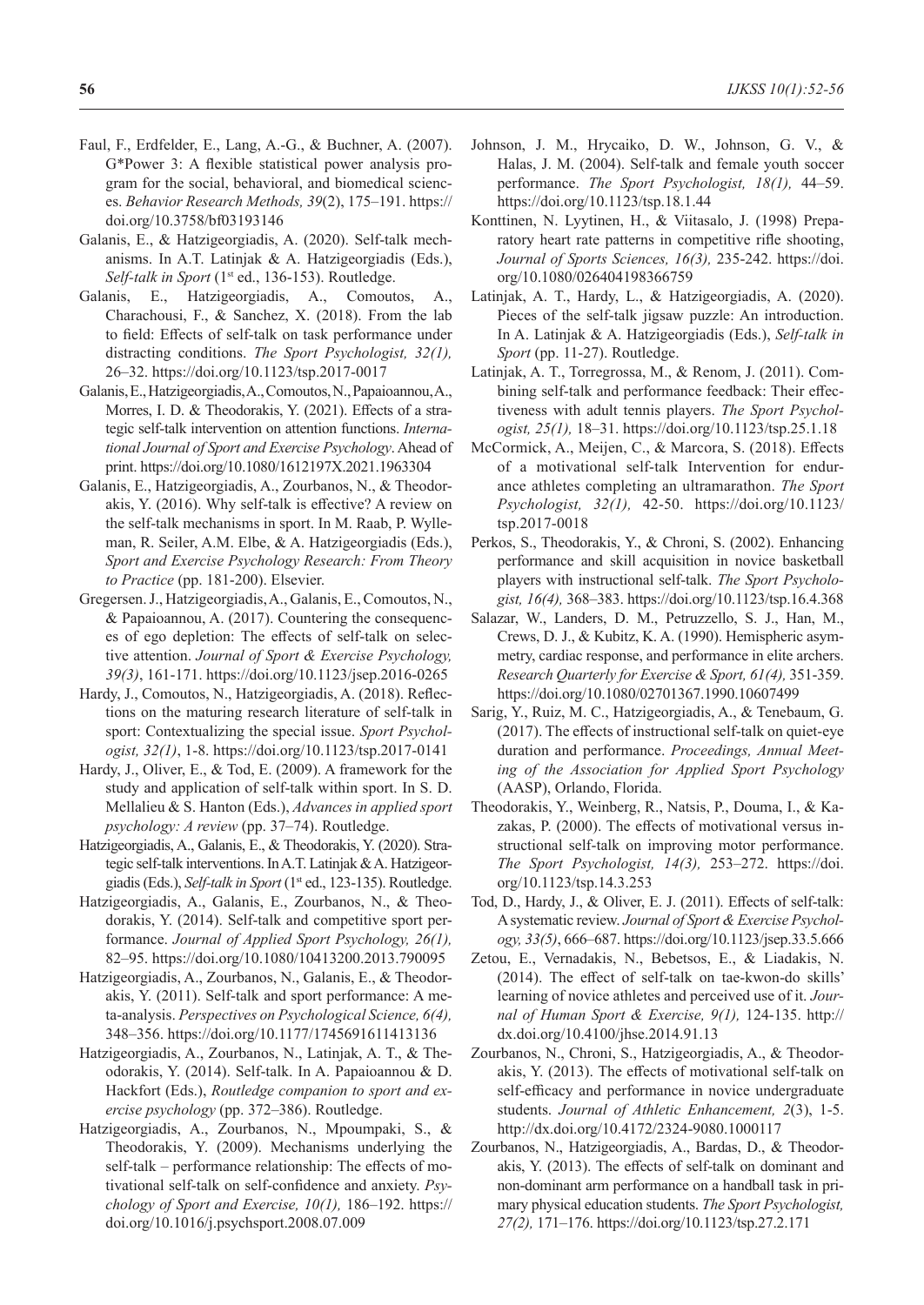Faul, F., Erdfelder, E., Lang, A.-G., & Buchner, A. (2007). G*Power 3: A flexible statistical power analysis program for the social, behavioral, and biomedical sciences. *Behavior Research Methods, 39*(2), 175–191. https://doi.org/10.3758/bf03193146

Galanis, E., & Hatzigeorgiadis, A. (2020). Self-talk mechanisms. In A.T. Latinjak & A. Hatzigeorgiadis (Eds.), *Self-talk in Sport* (1st ed., 136-153). Routledge.

Galanis, E., Hatzigeorgiadis, A., Comoutos, A., Charachousi, F., & Sanchez, X. (2018). From the lab to field: Effects of self-talk on task performance under distracting conditions. *The Sport Psychologist, 32(1),* 26–32. https://doi.org/10.1123/tsp.2017-0017

Galanis, E., Hatzigeorgiadis, A., Comoutos, N., Papaioannou, A., Morres, I. D. & Theodorakis, Y. (2021). Effects of a strategic self-talk intervention on attention functions. *International Journal of Sport and Exercise Psychology*. Ahead of print. https://doi.org/10.1080/1612197X.2021.1963304

Galanis, E., Hatzigeorgiadis, A., Zourbanos, N., & Theodorakis, Y. (2016). Why self-talk is effective? A review on the self-talk mechanisms in sport. In M. Raab, P. Wylleman, R. Seiler, A.M. Elbe, & A. Hatzigeorgiadis (Eds.), *Sport and Exercise Psychology Research: From Theory to Practice* (pp. 181-200). Elsevier.

Gregersen. J., Hatzigeorgiadis, A., Galanis, E., Comoutos, N., & Papaioannou, A. (2017). Countering the consequences of ego depletion: The effects of self-talk on selective attention. *Journal of Sport & Exercise Psychology, 39(3)*, 161-171. https://doi.org/10.1123/jsep.2016-0265

Hardy, J., Comoutos, N., Hatzigeorgiadis, A. (2018). Reflections on the maturing research literature of self-talk in sport: Contextualizing the special issue. *Sport Psychologist, 32(1)*, 1-8. https://doi.org/10.1123/tsp.2017-0141

Hardy, J., Oliver, E., & Tod, E. (2009). A framework for the study and application of self-talk within sport. In S. D. Mellalieu & S. Hanton (Eds.), *Advances in applied sport psychology: A review* (pp. 37–74). Routledge.

Hatzigeorgiadis, A., Galanis, E., & Theodorakis, Y. (2020). Strategic self-talk interventions. In A.T. Latinjak & A. Hatzigeorgiadis (Eds.), *Self-talk in Sport* (1st ed., 123-135). Routledge.

Hatzigeorgiadis, A., Galanis, E., Zourbanos, N., & Theodorakis, Y. (2014). Self-talk and competitive sport performance. *Journal of Applied Sport Psychology, 26(1),* 82–95. https://doi.org/10.1080/10413200.2013.790095

Hatzigeorgiadis, A., Zourbanos, N., Galanis, E., & Theodorakis, Y. (2011). Self-talk and sport performance: A meta-analysis. *Perspectives on Psychological Science, 6(4),* 348–356. https://doi.org/10.1177/1745691611413136

Hatzigeorgiadis, A., Zourbanos, N., Latinjak, A. T., & Theodorakis, Y. (2014). Self-talk. In A. Papaioannou & D. Hackfort (Eds.), *Routledge companion to sport and exercise psychology* (pp. 372–386). Routledge.

Hatzigeorgiadis, A., Zourbanos, N., Mpoumpaki, S., & Theodorakis, Y. (2009). Mechanisms underlying the self-talk – performance relationship: The effects of motivational self-talk on self-confidence and anxiety. *Psychology of Sport and Exercise, 10(1),* 186–192. https://doi.org/10.1016/j.psychsport.2008.07.009

Johnson, J. M., Hrycaiko, D. W., Johnson, G. V., & Halas, J. M. (2004). Self-talk and female youth soccer performance. *The Sport Psychologist, 18(1),* 44–59. https://doi.org/10.1123/tsp.18.1.44

Konttinen, N. Lyytinen, H., & Viitasalo, J. (1998) Preparatory heart rate patterns in competitive rifle shooting, *Journal of Sports Sciences, 16(3),* 235-242. https://doi.org/10.1080/026404198366759

Latinjak, A. T., Hardy, L., & Hatzigeorgiadis, A. (2020). Pieces of the self-talk jigsaw puzzle: An introduction. In A. Latinjak & A. Hatzigeorgiadis (Eds.), *Self-talk in Sport* (pp. 11-27). Routledge.

Latinjak, A. T., Torregrossa, M., & Renom, J. (2011). Combining self-talk and performance feedback: Their effectiveness with adult tennis players. *The Sport Psychologist, 25(1),* 18–31. https://doi.org/10.1123/tsp.25.1.18

McCormick, A., Meijen, C., & Marcora, S. (2018). Effects of a motivational self-talk Intervention for endurance athletes completing an ultramarathon. *The Sport Psychologist, 32(1),* 42-50. https://doi.org/10.1123/tsp.2017-0018

Perkos, S., Theodorakis, Y., & Chroni, S. (2002). Enhancing performance and skill acquisition in novice basketball players with instructional self-talk. *The Sport Psychologist, 16(4),* 368–383. https://doi.org/10.1123/tsp.16.4.368

Salazar, W., Landers, D. M., Petruzzello, S. J., Han, M., Crews, D. J., & Kubitz, K. A. (1990). Hemispheric asymmetry, cardiac response, and performance in elite archers. *Research Quarterly for Exercise & Sport, 61(4),* 351-359. https://doi.org/10.1080/02701367.1990.10607499

Sarig, Y., Ruiz, M. C., Hatzigeorgiadis, A., & Tenebaum, G. (2017). The effects of instructional self-talk on quiet-eye duration and performance. *Proceedings, Annual Meeting of the Association for Applied Sport Psychology* (AASP), Orlando, Florida.

Theodorakis, Y., Weinberg, R., Natsis, P., Douma, I., & Kazakas, P. (2000). The effects of motivational versus instructional self-talk on improving motor performance. *The Sport Psychologist, 14(3),* 253–272. https://doi.org/10.1123/tsp.14.3.253

Tod, D., Hardy, J., & Oliver, E. J. (2011). Effects of self-talk: A systematic review. *Journal of Sport & Exercise Psychology, 33(5)*, 666–687. https://doi.org/10.1123/jsep.33.5.666

Zetou, E., Vernadakis, N., Bebetsos, E., & Liadakis, N. (2014). The effect of self-talk on tae-kwon-do skills' learning of novice athletes and perceived use of it. *Journal of Human Sport & Exercise, 9(1),* 124-135. http://dx.doi.org/10.4100/jhse.2014.91.13

Zourbanos, N., Chroni, S., Hatzigeorgiadis, A., & Theodorakis, Y. (2013). The effects of motivational self-talk on self-efficacy and performance in novice undergraduate students. *Journal of Athletic Enhancement, 2*(3), 1-5. http://dx.doi.org/10.4172/2324-9080.1000117

Zourbanos, N., Hatzigeorgiadis, A., Bardas, D., & Theodorakis, Y. (2013). The effects of self-talk on dominant and non-dominant arm performance on a handball task in primary physical education students. *The Sport Psychologist, 27(2),* 171–176. https://doi.org/10.1123/tsp.27.2.171